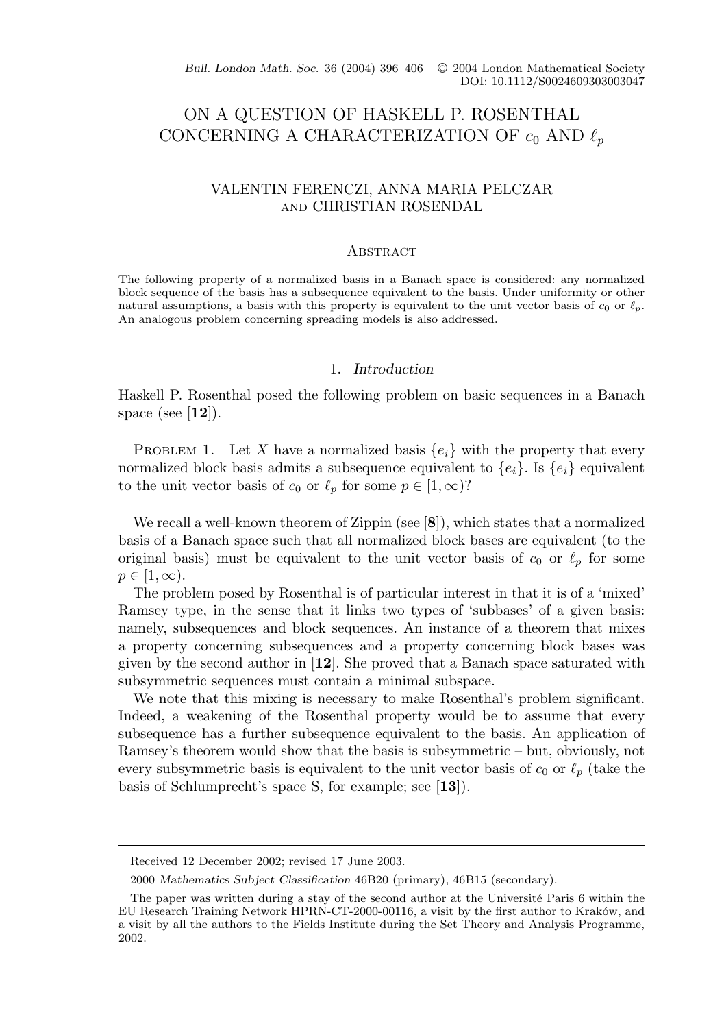# ON A QUESTION OF HASKELL P. ROSENTHAL CONCERNING A CHARACTERIZATION OF $c_0$ AND $\ell_p$

VALENTIN FERENCZI, ANNA MARIA PELCZAR and CHRISTIAN ROSENDAL

## Abstract

The following property of a normalized basis in a Banach space is considered: any normalized block sequence of the basis has a subsequence equivalent to the basis. Under uniformity or other natural assumptions, a basis with this property is equivalent to the unit vector basis of $c_0$ or $\ell_p$. An analogous problem concerning spreading models is also addressed.

## 1. *Introduction*

Haskell P. Rosenthal posed the following problem on basic sequences in a Banach space (see [**12**]).

Problem 1. Let $X$ have a normalized basis $\{e_i\}$ with the property that every normalized block basis admits a subsequence equivalent to $\{e_i\}$. Is $\{e_i\}$ equivalent to the unit vector basis of $c_0$ or $\ell_p$ for some $p \in [1, \infty)$?

We recall a well-known theorem of Zippin (see [**8**]), which states that a normalized basis of a Banach space such that all normalized block bases are equivalent (to the original basis) must be equivalent to the unit vector basis of $c_0$ or $\ell_p$ for some $p \in [1, \infty)$.

The problem posed by Rosenthal is of particular interest in that it is of a 'mixed' Ramsey type, in the sense that it links two types of 'subbases' of a given basis: namely, subsequences and block sequences. An instance of a theorem that mixes a property concerning subsequences and a property concerning block bases was given by the second author in [**12**]. She proved that a Banach space saturated with subsymmetric sequences must contain a minimal subspace.

We note that this mixing is necessary to make Rosenthal's problem significant. Indeed, a weakening of the Rosenthal property would be to assume that every subsequence has a further subsequence equivalent to the basis. An application of Ramsey's theorem would show that the basis is subsymmetric – but, obviously, not every subsymmetric basis is equivalent to the unit vector basis of $c_0$ or $\ell_p$ (take the basis of Schlumprecht's space S, for example; see [**13**]).

Received 12 December 2002; revised 17 June 2003.

2000 *Mathematics Subject Classification* 46B20 (primary), 46B15 (secondary).

The paper was written during a stay of the second author at the Université Paris 6 within the EU Research Training Network HPRN-CT-2000-00116, a visit by the first author to Kraków, and a visit by all the authors to the Fields Institute during the Set Theory and Analysis Programme, 2002.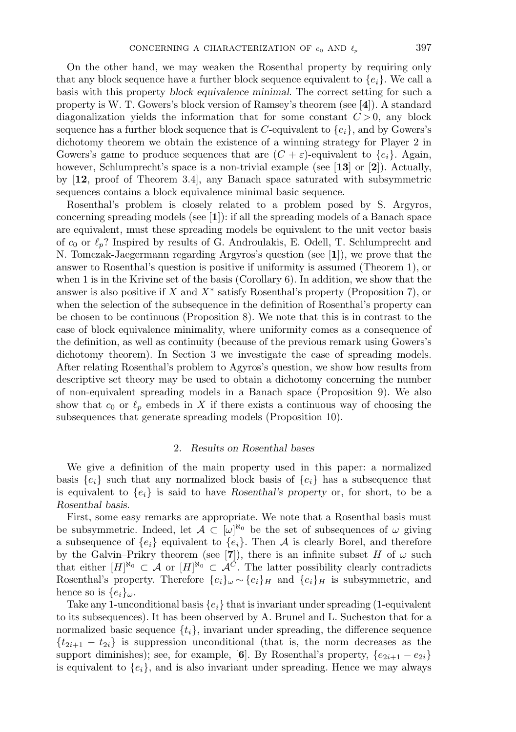On the other hand, we may weaken the Rosenthal property by requiring only that any block sequence have a further block sequence equivalent to $\{e_i\}$. We call a basis with this property *block equivalence minimal*. The correct setting for such a property is W. T. Gowers's block version of Ramsey's theorem (see [**4**]). A standard diagonalization yields the information that for some constant $C > 0$, any block sequence has a further block sequence that is $C$-equivalent to $\{e_i\}$, and by Gowers's dichotomy theorem we obtain the existence of a winning strategy for Player 2 in Gowers's game to produce sequences that are $(C + \varepsilon)$-equivalent to $\{e_i\}$. Again, however, Schlumprecht's space is a non-trivial example (see [**13**] or [**2**]). Actually, by [**12**, proof of Theorem 3.4], any Banach space saturated with subsymmetric sequences contains a block equivalence minimal basic sequence.

Rosenthal's problem is closely related to a problem posed by S. Argyros, concerning spreading models (see [**1**]): if all the spreading models of a Banach space are equivalent, must these spreading models be equivalent to the unit vector basis of $c_0$ or $\ell_p$? Inspired by results of G. Androulakis, E. Odell, T. Schlumprecht and N. Tomczak-Jaegermann regarding Argyros's question (see [**1**]), we prove that the answer to Rosenthal's question is positive if uniformity is assumed (Theorem 1), or when 1 is in the Krivine set of the basis (Corollary 6). In addition, we show that the answer is also positive if $X$ and $X^*$ satisfy Rosenthal's property (Proposition 7), or when the selection of the subsequence in the definition of Rosenthal's property can be chosen to be continuous (Proposition 8). We note that this is in contrast to the case of block equivalence minimality, where uniformity comes as a consequence of the definition, as well as continuity (because of the previous remark using Gowers's dichotomy theorem). In Section 3 we investigate the case of spreading models. After relating Rosenthal's problem to Agyros's question, we show how results from descriptive set theory may be used to obtain a dichotomy concerning the number of non-equivalent spreading models in a Banach space (Proposition 9). We also show that $c_0$ or $\ell_p$ embeds in $X$ if there exists a continuous way of choosing the subsequences that generate spreading models (Proposition 10).

## 2. *Results on Rosenthal bases*

We give a definition of the main property used in this paper: a normalized basis $\{e_i\}$ such that any normalized block basis of $\{e_i\}$ has a subsequence that is equivalent to $\{e_i\}$ is said to have *Rosenthal's property* or, for short, to be a *Rosenthal basis*.

First, some easy remarks are appropriate. We note that a Rosenthal basis must be subsymmetric. Indeed, let $\mathcal{A} \subset [\omega]^{\aleph_0}$ be the set of subsequences of $\omega$ giving a subsequence of $\{e_i\}$ equivalent to $\{e_i\}$. Then $\mathcal{A}$ is clearly Borel, and therefore by the Galvin–Prikry theorem (see [**7**]), there is an infinite subset $H$ of $\omega$ such that either $[H]^{\aleph_0} \subset \mathcal{A}$ or $[H]^{\aleph_0} \subset \mathcal{A}^C$. The latter possibility clearly contradicts Rosenthal's property. Therefore $\{e_i\}_\omega \sim \{e_i\}_H$ and $\{e_i\}_H$ is subsymmetric, and hence so is $\{e_i\}_\omega$.

Take any 1-unconditional basis $\{e_i\}$ that is invariant under spreading (1-equivalent to its subsequences). It has been observed by A. Brunel and L. Sucheston that for a normalized basic sequence $\{t_i\}$, invariant under spreading, the difference sequence $\{t_{2i+1} - t_{2i}\}$ is suppression unconditional (that is, the norm decreases as the support diminishes); see, for example, [**6**]. By Rosenthal's property, $\{e_{2i+1} - e_{2i}\}$ is equivalent to $\{e_i\}$, and is also invariant under spreading. Hence we may always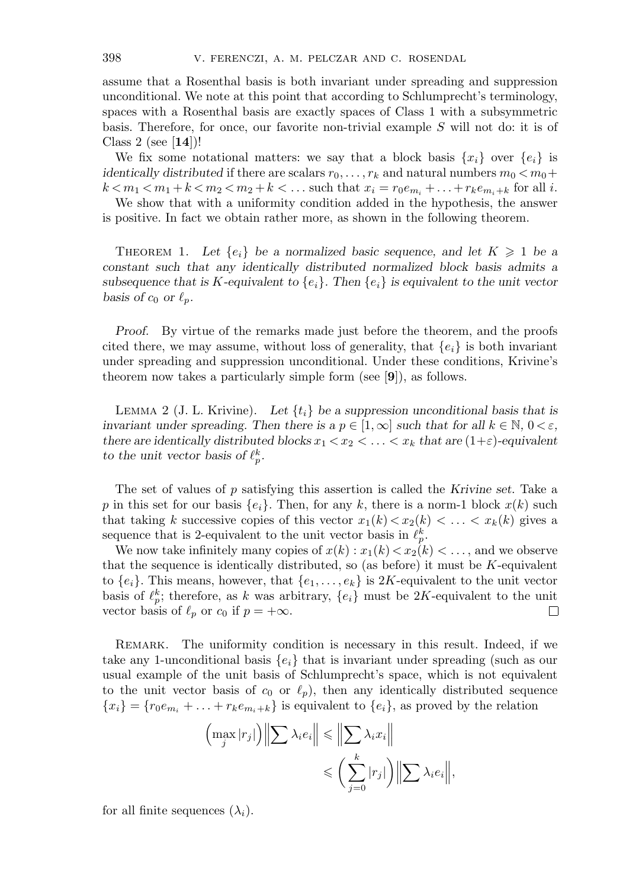assume that a Rosenthal basis is both invariant under spreading and suppression unconditional. We note at this point that according to Schlumprecht's terminology, spaces with a Rosenthal basis are exactly spaces of Class 1 with a subsymmetric basis. Therefore, for once, our favorite non-trivial example $S$ will not do: it is of Class 2 (see [**14**])!

We fix some notational matters: we say that a block basis $\{x_i\}$ over $\{e_i\}$ is *identically distributed* if there are scalars $r_0, \ldots, r_k$ and natural numbers $m_0 < m_0 + k < m_1 < m_1 + k < m_2 < m_2 + k < \ldots$ such that $x_i = r_0 e_{m_i} + \ldots + r_k e_{m_i+k}$ for all $i$.

We show that with a uniformity condition added in the hypothesis, the answer is positive. In fact we obtain rather more, as shown in the following theorem.

THEOREM 1. *Let $\{e_i\}$ be a normalized basic sequence, and let $K \geqslant 1$ be a constant such that any identically distributed normalized block basis admits a subsequence that is $K$-equivalent to $\{e_i\}$. Then $\{e_i\}$ is equivalent to the unit vector basis of $c_0$ or $\ell_p$.*

*Proof.* By virtue of the remarks made just before the theorem, and the proofs cited there, we may assume, without loss of generality, that $\{e_i\}$ is both invariant under spreading and suppression unconditional. Under these conditions, Krivine's theorem now takes a particularly simple form (see [**9**]), as follows.

LEMMA 2 (J. L. Krivine). *Let $\{t_i\}$ be a suppression unconditional basis that is invariant under spreading. Then there is a $p \in [1, \infty]$ such that for all $k \in \mathbb{N}$, $0 < \varepsilon$, there are identically distributed blocks $x_1 < x_2 < \ldots < x_k$ that are $(1+\varepsilon)$-equivalent to the unit vector basis of $\ell_p^k$.*

The set of values of $p$ satisfying this assertion is called the *Krivine set*. Take a $p$ in this set for our basis $\{e_i\}$. Then, for any $k$, there is a norm-1 block $x(k)$ such that taking $k$ successive copies of this vector $x_1(k) < x_2(k) < \ldots < x_k(k)$ gives a sequence that is 2-equivalent to the unit vector basis in $\ell_p^k$.

We now take infinitely many copies of $x(k) : x_1(k) < x_2(k) < \ldots$, and we observe that the sequence is identically distributed, so (as before) it must be $K$-equivalent to $\{e_i\}$. This means, however, that $\{e_1, \ldots, e_k\}$ is $2K$-equivalent to the unit vector basis of $\ell_p^k$; therefore, as $k$ was arbitrary, $\{e_i\}$ must be $2K$-equivalent to the unit vector basis of $\ell_p$ or $c_0$ if $p = +\infty$. $\square$

REMARK. The uniformity condition is necessary in this result. Indeed, if we take any 1-unconditional basis $\{e_i\}$ that is invariant under spreading (such as our usual example of the unit basis of Schlumprecht's space, which is not equivalent to the unit vector basis of $c_0$ or $\ell_p$), then any identically distributed sequence $\{x_i\} = \{r_0 e_{m_i} + \ldots + r_k e_{m_i+k}\}$ is equivalent to $\{e_i\}$, as proved by the relation

$$\Big(\max_j |r_j|\Big) \Big\| \sum \lambda_i e_i \Big\| \leqslant \Big\| \sum \lambda_i x_i \Big\| \leqslant \Big( \sum_{j=0}^{k} |r_j| \Big) \Big\| \sum \lambda_i e_i \Big\|,$$

for all finite sequences $(\lambda_i)$.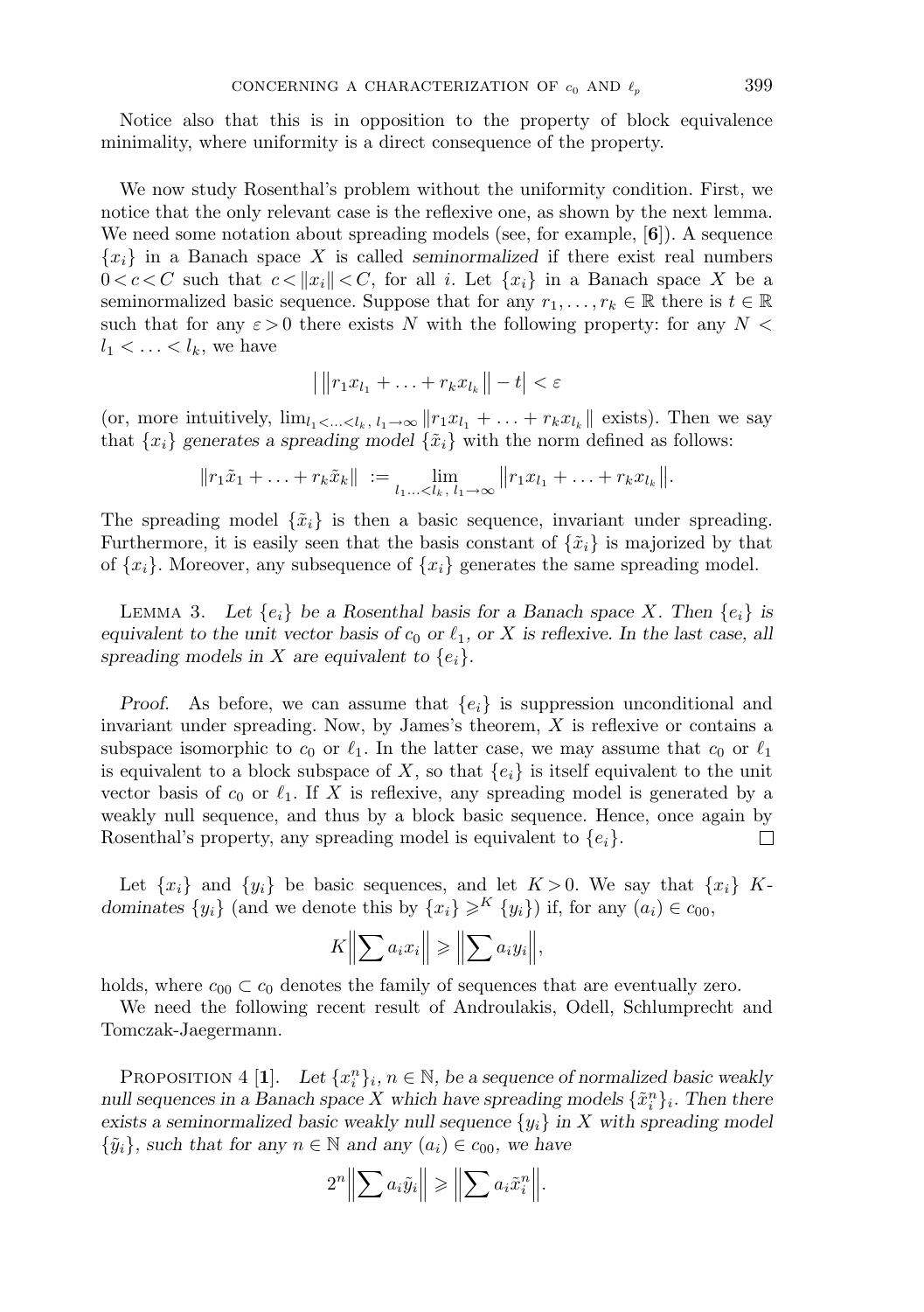Notice also that this is in opposition to the property of block equivalence minimality, where uniformity is a direct consequence of the property.

We now study Rosenthal's problem without the uniformity condition. First, we notice that the only relevant case is the reflexive one, as shown by the next lemma. We need some notation about spreading models (see, for example, [**6**]). A sequence $\{x_i\}$ in a Banach space $X$ is called *seminormalized* if there exist real numbers $0 < c < C$ such that $c < \|x_i\| < C$, for all $i$. Let $\{x_i\}$ in a Banach space $X$ be a seminormalized basic sequence. Suppose that for any $r_1, \ldots, r_k \in \mathbb{R}$ there is $t \in \mathbb{R}$ such that for any $\varepsilon > 0$ there exists $N$ with the following property: for any $N < l_1 < \ldots < l_k$, we have

$$\big| \|r_1 x_{l_1} + \ldots + r_k x_{l_k}\| - t \big| < \varepsilon$$

(or, more intuitively, $\lim_{l_1 < \ldots < l_k,\, l_1 \to \infty} \|r_1 x_{l_1} + \ldots + r_k x_{l_k}\|$ exists). Then we say that $\{x_i\}$ *generates a spreading model* $\{\tilde{x}_i\}$ with the norm defined as follows:

$$\|r_1 \tilde{x}_1 + \ldots + r_k \tilde{x}_k\| := \lim_{l_1 \ldots < l_k,\, l_1 \to \infty} \|r_1 x_{l_1} + \ldots + r_k x_{l_k}\|.$$

The spreading model $\{\tilde{x}_i\}$ is then a basic sequence, invariant under spreading. Furthermore, it is easily seen that the basis constant of $\{\tilde{x}_i\}$ is majorized by that of $\{x_i\}$. Moreover, any subsequence of $\{x_i\}$ generates the same spreading model.

LEMMA 3. *Let $\{e_i\}$ be a Rosenthal basis for a Banach space $X$. Then $\{e_i\}$ is equivalent to the unit vector basis of $c_0$ or $\ell_1$, or $X$ is reflexive. In the last case, all spreading models in $X$ are equivalent to $\{e_i\}$.*

*Proof.* As before, we can assume that $\{e_i\}$ is suppression unconditional and invariant under spreading. Now, by James's theorem, $X$ is reflexive or contains a subspace isomorphic to $c_0$ or $\ell_1$. In the latter case, we may assume that $c_0$ or $\ell_1$ is equivalent to a block subspace of $X$, so that $\{e_i\}$ is itself equivalent to the unit vector basis of $c_0$ or $\ell_1$. If $X$ is reflexive, any spreading model is generated by a weakly null sequence, and thus by a block basic sequence. Hence, once again by Rosenthal's property, any spreading model is equivalent to $\{e_i\}$. □

Let $\{x_i\}$ and $\{y_i\}$ be basic sequences, and let $K > 0$. We say that $\{x_i\}$ *$K$-dominates* $\{y_i\}$ (and we denote this by $\{x_i\} \geqslant^K \{y_i\}$) if, for any $(a_i) \in c_{00}$,

$$K\Big\|\sum a_i x_i\Big\| \geqslant \Big\|\sum a_i y_i\Big\|,$$

holds, where $c_{00} \subset c_0$ denotes the family of sequences that are eventually zero.

We need the following recent result of Androulakis, Odell, Schlumprecht and Tomczak-Jaegermann.

PROPOSITION 4 [**1**]. *Let $\{x_i^n\}_i$, $n \in \mathbb{N}$, be a sequence of normalized basic weakly null sequences in a Banach space $X$ which have spreading models $\{\tilde{x}_i^n\}_i$. Then there exists a seminormalized basic weakly null sequence $\{y_i\}$ in $X$ with spreading model $\{\tilde{y}_i\}$, such that for any $n \in \mathbb{N}$ and any $(a_i) \in c_{00}$, we have*

$$2^n\Big\|\sum a_i \tilde{y}_i\Big\| \geqslant \Big\|\sum a_i \tilde{x}_i^n\Big\|.$$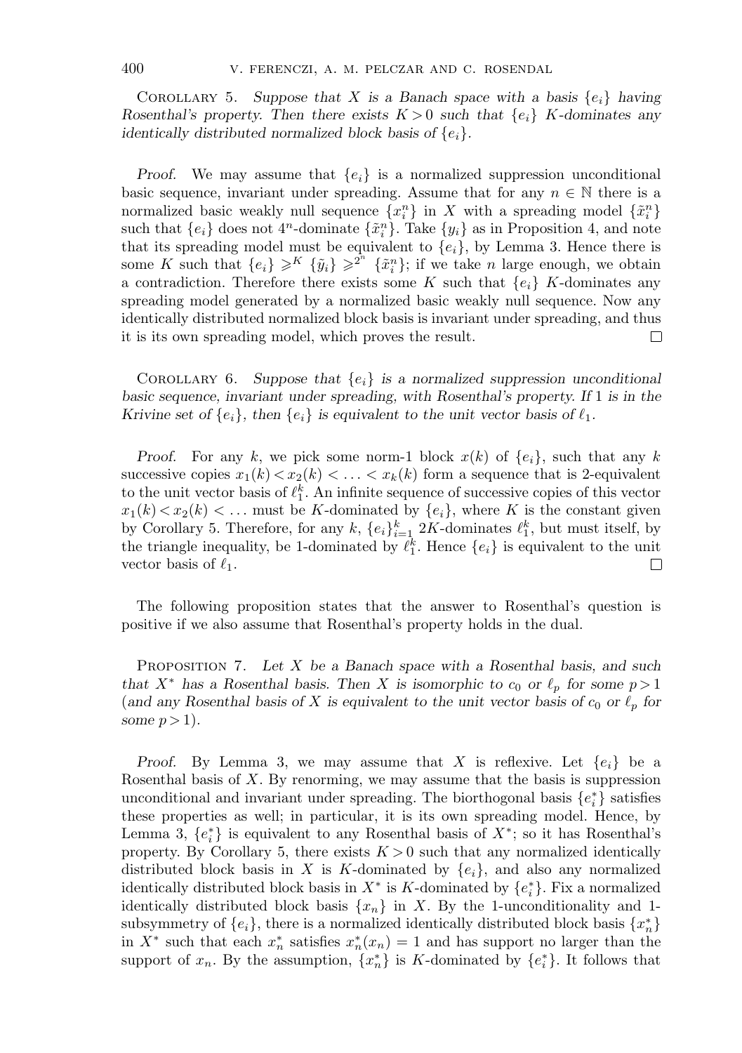Corollary 5. *Suppose that $X$ is a Banach space with a basis $\{e_i\}$ having Rosenthal's property. Then there exists $K > 0$ such that $\{e_i\}$ $K$-dominates any identically distributed normalized block basis of $\{e_i\}$.*

*Proof.* We may assume that $\{e_i\}$ is a normalized suppression unconditional basic sequence, invariant under spreading. Assume that for any $n \in \mathbb{N}$ there is a normalized basic weakly null sequence $\{x_i^n\}$ in $X$ with a spreading model $\{\tilde{x}_i^n\}$ such that $\{e_i\}$ does not $4^n$-dominate $\{\tilde{x}_i^n\}$. Take $\{y_i\}$ as in Proposition 4, and note that its spreading model must be equivalent to $\{e_i\}$, by Lemma 3. Hence there is some $K$ such that $\{e_i\} \geqslant^K \{\tilde{y}_i\} \geqslant^{2^n} \{\tilde{x}_i^n\}$; if we take $n$ large enough, we obtain a contradiction. Therefore there exists some $K$ such that $\{e_i\}$ $K$-dominates any spreading model generated by a normalized basic weakly null sequence. Now any identically distributed normalized block basis is invariant under spreading, and thus it is its own spreading model, which proves the result. $\square$

Corollary 6. *Suppose that $\{e_i\}$ is a normalized suppression unconditional basic sequence, invariant under spreading, with Rosenthal's property. If 1 is in the Krivine set of $\{e_i\}$, then $\{e_i\}$ is equivalent to the unit vector basis of $\ell_1$.*

*Proof.* For any $k$, we pick some norm-1 block $x(k)$ of $\{e_i\}$, such that any $k$ successive copies $x_1(k) < x_2(k) < \ldots < x_k(k)$ form a sequence that is 2-equivalent to the unit vector basis of $\ell_1^k$. An infinite sequence of successive copies of this vector $x_1(k) < x_2(k) < \ldots$ must be $K$-dominated by $\{e_i\}$, where $K$ is the constant given by Corollary 5. Therefore, for any $k$, $\{e_i\}_{i=1}^k$ $2K$-dominates $\ell_1^k$, but must itself, by the triangle inequality, be 1-dominated by $\ell_1^k$. Hence $\{e_i\}$ is equivalent to the unit vector basis of $\ell_1$. $\square$

The following proposition states that the answer to Rosenthal's question is positive if we also assume that Rosenthal's property holds in the dual.

Proposition 7. *Let $X$ be a Banach space with a Rosenthal basis, and such that $X^*$ has a Rosenthal basis. Then $X$ is isomorphic to $c_0$ or $\ell_p$ for some $p > 1$ (and any Rosenthal basis of $X$ is equivalent to the unit vector basis of $c_0$ or $\ell_p$ for some $p > 1$).*

*Proof.* By Lemma 3, we may assume that $X$ is reflexive. Let $\{e_i\}$ be a Rosenthal basis of $X$. By renorming, we may assume that the basis is suppression unconditional and invariant under spreading. The biorthogonal basis $\{e_i^*\}$ satisfies these properties as well; in particular, it is its own spreading model. Hence, by Lemma 3, $\{e_i^*\}$ is equivalent to any Rosenthal basis of $X^*$; so it has Rosenthal's property. By Corollary 5, there exists $K > 0$ such that any normalized identically distributed block basis in $X$ is $K$-dominated by $\{e_i\}$, and also any normalized identically distributed block basis in $X^*$ is $K$-dominated by $\{e_i^*\}$. Fix a normalized identically distributed block basis $\{x_n\}$ in $X$. By the 1-unconditionality and 1-subsymmetry of $\{e_i\}$, there is a normalized identically distributed block basis $\{x_n^*\}$ in $X^*$ such that each $x_n^*$ satisfies $x_n^*(x_n) = 1$ and has support no larger than the support of $x_n$. By the assumption, $\{x_n^*\}$ is $K$-dominated by $\{e_i^*\}$. It follows that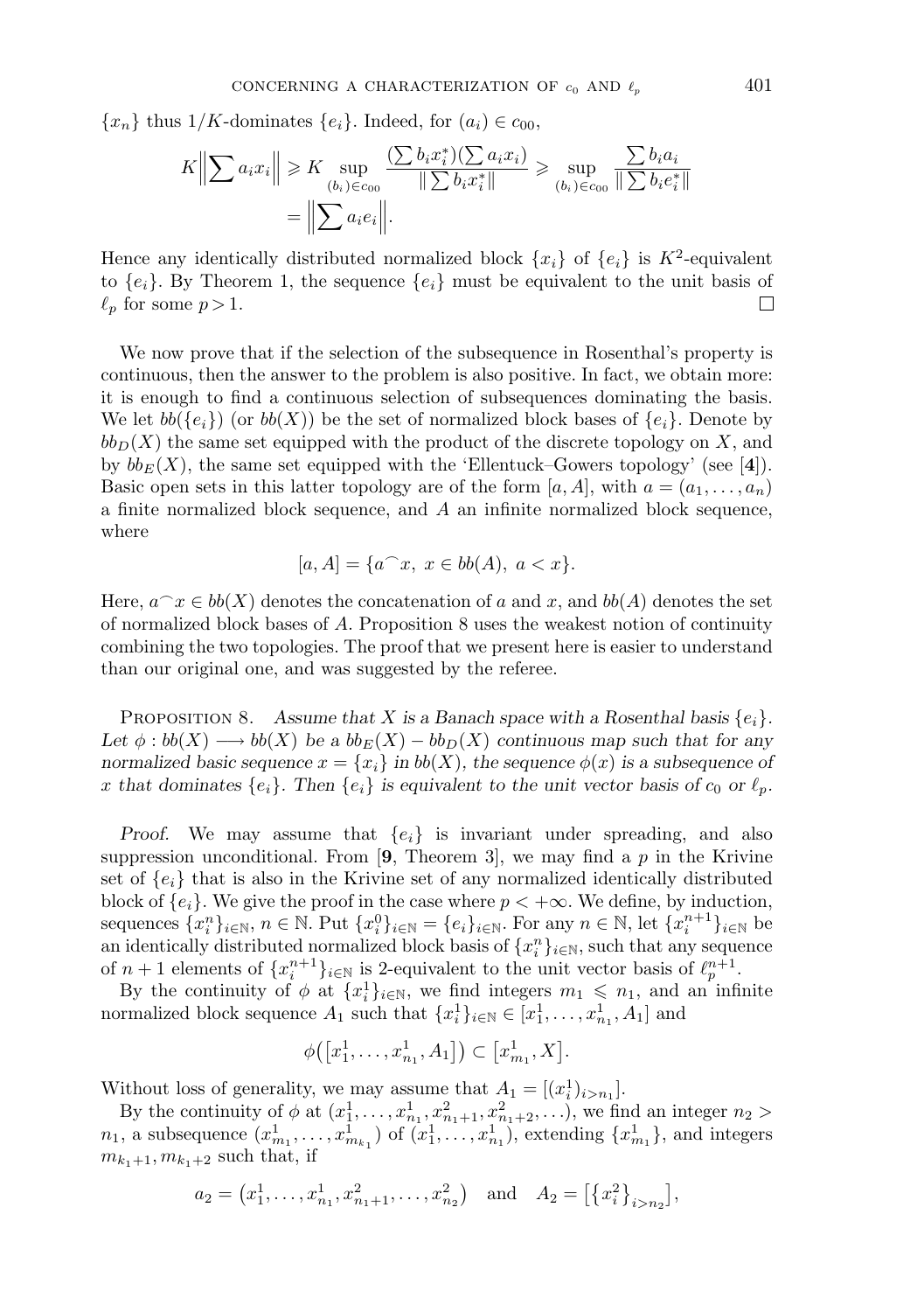$\{x_n\}$ thus $1/K$-dominates $\{e_i\}$. Indeed, for $(a_i) \in c_{00}$,

$$K\Big\|\sum a_i x_i\Big\| \geqslant K \sup_{(b_i)\in c_{00}} \frac{(\sum b_i x_i^*)(\sum a_i x_i)}{\|\sum b_i x_i^*\|} \geqslant \sup_{(b_i)\in c_{00}} \frac{\sum b_i a_i}{\|\sum b_i e_i^*\|}$$
$$= \Big\|\sum a_i e_i\Big\|.$$

Hence any identically distributed normalized block $\{x_i\}$ of $\{e_i\}$ is $K^2$-equivalent to $\{e_i\}$. By Theorem 1, the sequence $\{e_i\}$ must be equivalent to the unit basis of $\ell_p$ for some $p > 1$. $\square$

We now prove that if the selection of the subsequence in Rosenthal's property is continuous, then the answer to the problem is also positive. In fact, we obtain more: it is enough to find a continuous selection of subsequences dominating the basis. We let $bb(\{e_i\})$ (or $bb(X)$) be the set of normalized block bases of $\{e_i\}$. Denote by $bb_D(X)$ the same set equipped with the product of the discrete topology on $X$, and by $bb_E(X)$, the same set equipped with the 'Ellentuck–Gowers topology' (see [**4**]). Basic open sets in this latter topology are of the form $[a, A]$, with $a = (a_1, \ldots, a_n)$ a finite normalized block sequence, and $A$ an infinite normalized block sequence, where

$$[a, A] = \{a^\frown x,\ x \in bb(A),\ a < x\}.$$

Here, $a^\frown x \in bb(X)$ denotes the concatenation of $a$ and $x$, and $bb(A)$ denotes the set of normalized block bases of $A$. Proposition 8 uses the weakest notion of continuity combining the two topologies. The proof that we present here is easier to understand than our original one, and was suggested by the referee.

Proposition 8. *Assume that $X$ is a Banach space with a Rosenthal basis $\{e_i\}$. Let $\phi : bb(X) \longrightarrow bb(X)$ be a $bb_E(X) - bb_D(X)$ continuous map such that for any normalized basic sequence $x = \{x_i\}$ in $bb(X)$, the sequence $\phi(x)$ is a subsequence of $x$ that dominates $\{e_i\}$. Then $\{e_i\}$ is equivalent to the unit vector basis of $c_0$ or $\ell_p$.*

*Proof.* We may assume that $\{e_i\}$ is invariant under spreading, and also suppression unconditional. From [**9**, Theorem 3], we may find a $p$ in the Krivine set of $\{e_i\}$ that is also in the Krivine set of any normalized identically distributed block of $\{e_i\}$. We give the proof in the case where $p < +\infty$. We define, by induction, sequences $\{x_i^n\}_{i\in\mathbb{N}}$, $n \in \mathbb{N}$. Put $\{x_i^0\}_{i\in\mathbb{N}} = \{e_i\}_{i\in\mathbb{N}}$. For any $n \in \mathbb{N}$, let $\{x_i^{n+1}\}_{i\in\mathbb{N}}$ be an identically distributed normalized block basis of $\{x_i^n\}_{i\in\mathbb{N}}$, such that any sequence of $n+1$ elements of $\{x_i^{n+1}\}_{i\in\mathbb{N}}$ is 2-equivalent to the unit vector basis of $\ell_p^{n+1}$.

By the continuity of $\phi$ at $\{x_i^1\}_{i\in\mathbb{N}}$, we find integers $m_1 \leqslant n_1$, and an infinite normalized block sequence $A_1$ such that $\{x_i^1\}_{i\in\mathbb{N}} \in [x_1^1, \ldots, x_{n_1}^1, A_1]$ and

$$\phi\big([x_1^1, \ldots, x_{n_1}^1, A_1]\big) \subset \big[x_{m_1}^1, X\big].$$

Without loss of generality, we may assume that $A_1 = [(x_i^1)_{i>n_1}]$.

By the continuity of $\phi$ at $(x_1^1, \ldots, x_{n_1}^1, x_{n_1+1}^2, x_{n_1+2}^2, \ldots)$, we find an integer $n_2 > n_1$, a subsequence $(x_{m_1}^1, \ldots, x_{m_{k_1}}^1)$ of $(x_1^1, \ldots, x_{n_1}^1)$, extending $\{x_{m_1}^1\}$, and integers $m_{k_1+1}, m_{k_1+2}$ such that, if

$$a_2 = \big(x_1^1, \ldots, x_{n_1}^1, x_{n_1+1}^2, \ldots, x_{n_2}^2\big) \quad \text{and} \quad A_2 = \big[\{x_i^2\}_{i>n_2}\big],$$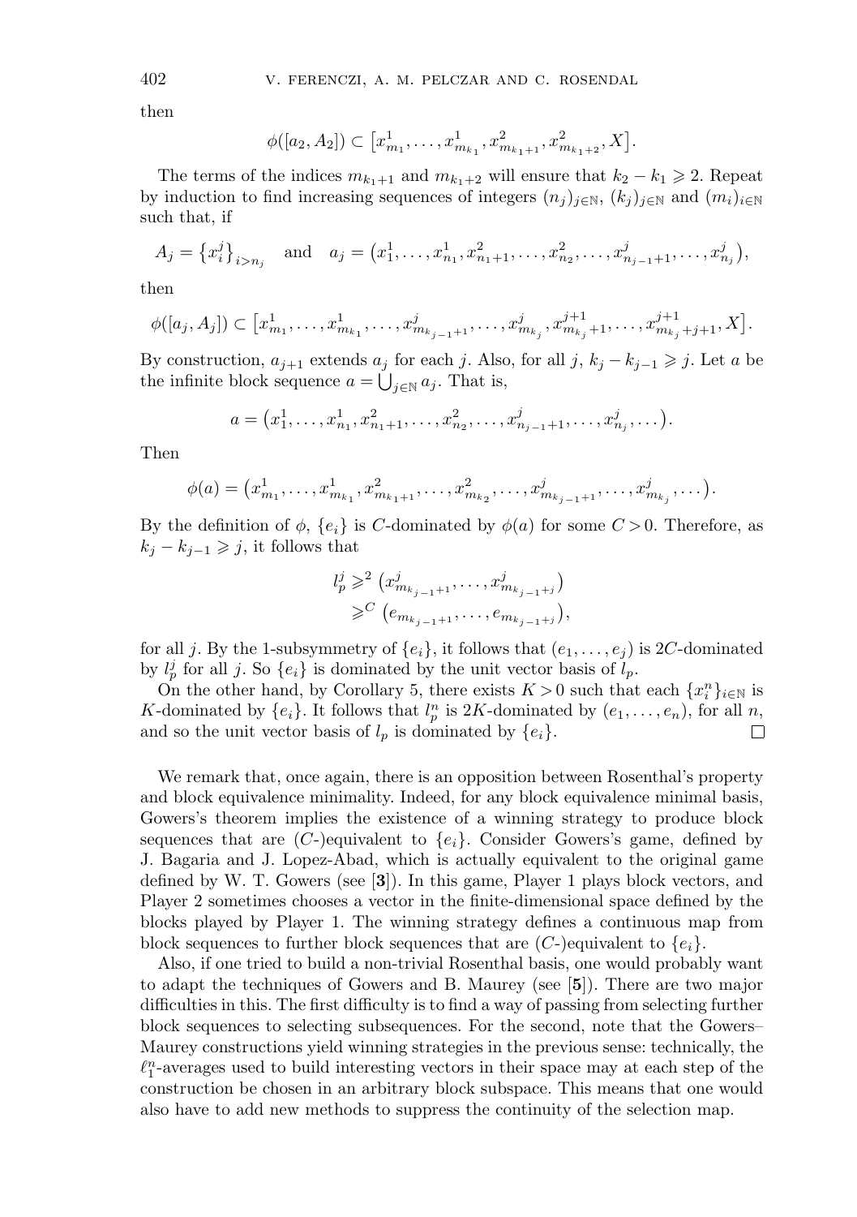then

$$\phi([a_2, A_2]) \subset \left[x^1_{m_1}, \dots, x^1_{m_{k_1}}, x^2_{m_{k_1+1}}, x^2_{m_{k_1+2}}, X\right].$$

The terms of the indices $m_{k_1+1}$ and $m_{k_1+2}$ will ensure that $k_2 - k_1 \geqslant 2$. Repeat by induction to find increasing sequences of integers $(n_j)_{j\in\mathbb{N}}$, $(k_j)_{j\in\mathbb{N}}$ and $(m_i)_{i\in\mathbb{N}}$ such that, if

$$A_j = \{x^j_i\}_{i>n_j} \quad \text{and} \quad a_j = \left(x^1_1, \dots, x^1_{n_1}, x^2_{n_1+1}, \dots, x^2_{n_2}, \dots, x^j_{n_{j-1}+1}, \dots, x^j_{n_j}\right),$$

then

$$\phi([a_j, A_j]) \subset \left[x^1_{m_1}, \dots, x^1_{m_{k_1}}, \dots, x^j_{m_{k_{j-1}+1}}, \dots, x^j_{m_{k_j}}, x^{j+1}_{m_{k_j}+1}, \dots, x^{j+1}_{m_{k_j}+j+1}, X\right].$$

By construction, $a_{j+1}$ extends $a_j$ for each $j$. Also, for all $j$, $k_j - k_{j-1} \geqslant j$. Let $a$ be the infinite block sequence $a = \bigcup_{j\in\mathbb{N}} a_j$. That is,

$$a = \left(x^1_1, \dots, x^1_{n_1}, x^2_{n_1+1}, \dots, x^2_{n_2}, \dots, x^j_{n_{j-1}+1}, \dots, x^j_{n_j}, \dots\right).$$

Then

$$\phi(a) = \left(x^1_{m_1}, \dots, x^1_{m_{k_1}}, x^2_{m_{k_1+1}}, \dots, x^2_{m_{k_2}}, \dots, x^j_{m_{k_{j-1}+1}}, \dots, x^j_{m_{k_j}}, \dots\right).$$

By the definition of $\phi$, $\{e_i\}$ is $C$-dominated by $\phi(a)$ for some $C > 0$. Therefore, as $k_j - k_{j-1} \geqslant j$, it follows that

$$\begin{aligned} l^j_p &\geqslant^2 \left(x^j_{m_{k_{j-1}+1}}, \dots, x^j_{m_{k_{j-1}+j}}\right) \\ &\geqslant^C \left(e_{m_{k_{j-1}+1}}, \dots, e_{m_{k_{j-1}+j}}\right), \end{aligned}$$

for all $j$. By the 1-subsymmetry of $\{e_i\}$, it follows that $(e_1, \dots, e_j)$ is $2C$-dominated by $l^j_p$ for all $j$. So $\{e_i\}$ is dominated by the unit vector basis of $l_p$.

On the other hand, by Corollary 5, there exists $K > 0$ such that each $\{x^n_i\}_{i\in\mathbb{N}}$ is $K$-dominated by $\{e_i\}$. It follows that $l^n_p$ is $2K$-dominated by $(e_1, \dots, e_n)$, for all $n$, and so the unit vector basis of $l_p$ is dominated by $\{e_i\}$. $\square$

We remark that, once again, there is an opposition between Rosenthal's property and block equivalence minimality. Indeed, for any block equivalence minimal basis, Gowers's theorem implies the existence of a winning strategy to produce block sequences that are ($C$-)equivalent to $\{e_i\}$. Consider Gowers's game, defined by J. Bagaria and J. Lopez-Abad, which is actually equivalent to the original game defined by W. T. Gowers (see [**3**]). In this game, Player 1 plays block vectors, and Player 2 sometimes chooses a vector in the finite-dimensional space defined by the blocks played by Player 1. The winning strategy defines a continuous map from block sequences to further block sequences that are ($C$-)equivalent to $\{e_i\}$.

Also, if one tried to build a non-trivial Rosenthal basis, one would probably want to adapt the techniques of Gowers and B. Maurey (see [**5**]). There are two major difficulties in this. The first difficulty is to find a way of passing from selecting further block sequences to selecting subsequences. For the second, note that the Gowers–Maurey constructions yield winning strategies in the previous sense: technically, the $\ell^n_1$-averages used to build interesting vectors in their space may at each step of the construction be chosen in an arbitrary block subspace. This means that one would also have to add new methods to suppress the continuity of the selection map.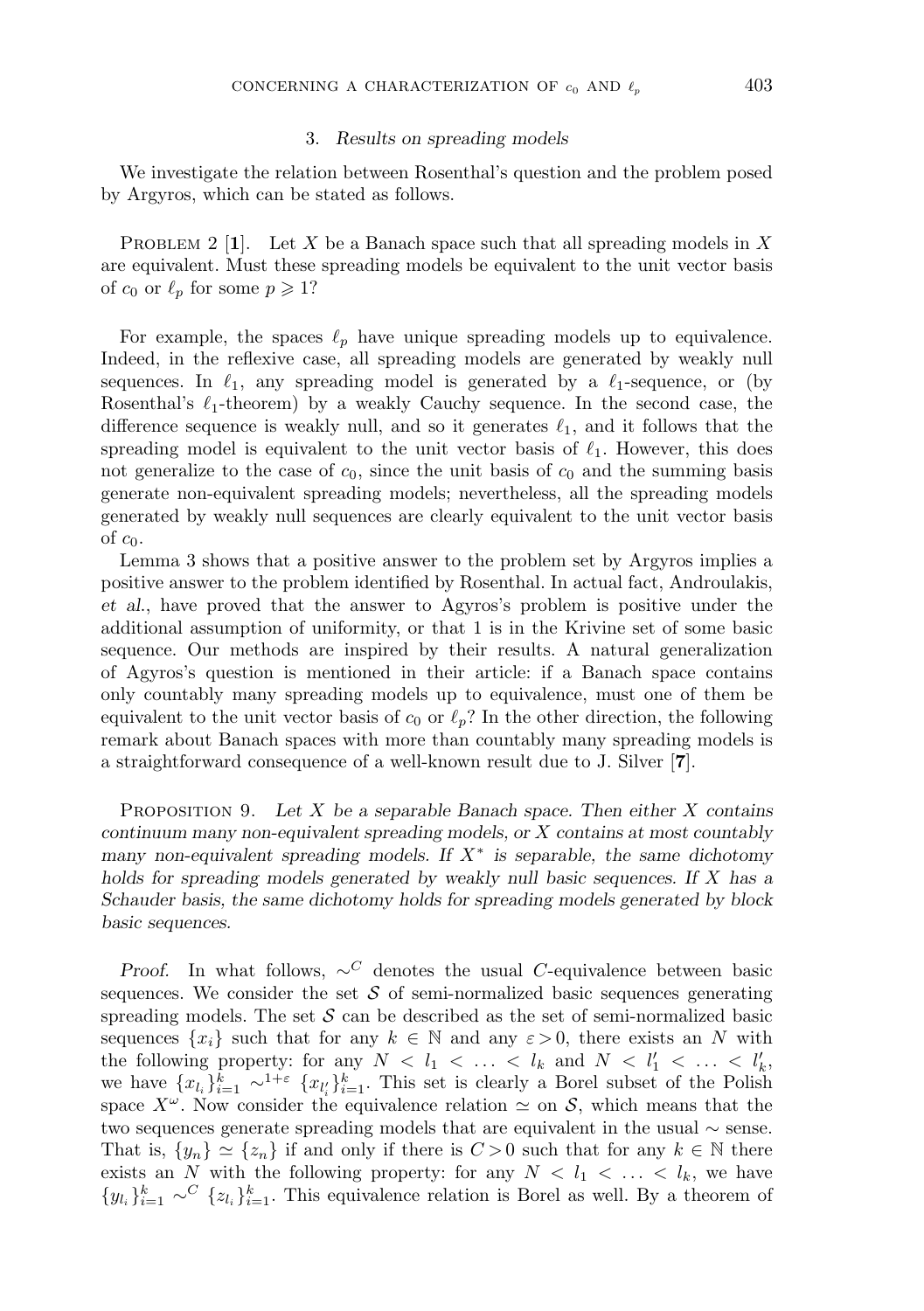## 3. *Results on spreading models*

We investigate the relation between Rosenthal's question and the problem posed by Argyros, which can be stated as follows.

Problem 2 [**1**]. Let $X$ be a Banach space such that all spreading models in $X$ are equivalent. Must these spreading models be equivalent to the unit vector basis of $c_0$ or $\ell_p$ for some $p \geqslant 1$?

For example, the spaces $\ell_p$ have unique spreading models up to equivalence. Indeed, in the reflexive case, all spreading models are generated by weakly null sequences. In $\ell_1$, any spreading model is generated by a $\ell_1$-sequence, or (by Rosenthal's $\ell_1$-theorem) by a weakly Cauchy sequence. In the second case, the difference sequence is weakly null, and so it generates $\ell_1$, and it follows that the spreading model is equivalent to the unit vector basis of $\ell_1$. However, this does not generalize to the case of $c_0$, since the unit basis of $c_0$ and the summing basis generate non-equivalent spreading models; nevertheless, all the spreading models generated by weakly null sequences are clearly equivalent to the unit vector basis of $c_0$.

Lemma 3 shows that a positive answer to the problem set by Argyros implies a positive answer to the problem identified by Rosenthal. In actual fact, Androulakis, *et al.*, have proved that the answer to Agyros's problem is positive under the additional assumption of uniformity, or that 1 is in the Krivine set of some basic sequence. Our methods are inspired by their results. A natural generalization of Agyros's question is mentioned in their article: if a Banach space contains only countably many spreading models up to equivalence, must one of them be equivalent to the unit vector basis of $c_0$ or $\ell_p$? In the other direction, the following remark about Banach spaces with more than countably many spreading models is a straightforward consequence of a well-known result due to J. Silver [**7**].

Proposition 9. *Let $X$ be a separable Banach space. Then either $X$ contains continuum many non-equivalent spreading models, or $X$ contains at most countably many non-equivalent spreading models. If $X^*$ is separable, the same dichotomy holds for spreading models generated by weakly null basic sequences. If $X$ has a Schauder basis, the same dichotomy holds for spreading models generated by block basic sequences.*

*Proof.* In what follows, $\sim^C$ denotes the usual $C$-equivalence between basic sequences. We consider the set $\mathcal{S}$ of semi-normalized basic sequences generating spreading models. The set $\mathcal{S}$ can be described as the set of semi-normalized basic sequences $\{x_i\}$ such that for any $k \in \mathbb{N}$ and any $\varepsilon > 0$, there exists an $N$ with the following property: for any $N < l_1 < \ldots < l_k$ and $N < l'_1 < \ldots < l'_k$, we have $\{x_{l_i}\}_{i=1}^k \sim^{1+\varepsilon} \{x_{l'_i}\}_{i=1}^k$. This set is clearly a Borel subset of the Polish space $X^\omega$. Now consider the equivalence relation $\simeq$ on $\mathcal{S}$, which means that the two sequences generate spreading models that are equivalent in the usual $\sim$ sense. That is, $\{y_n\} \simeq \{z_n\}$ if and only if there is $C > 0$ such that for any $k \in \mathbb{N}$ there exists an $N$ with the following property: for any $N < l_1 < \ldots < l_k$, we have $\{y_{l_i}\}_{i=1}^k \sim^C \{z_{l_i}\}_{i=1}^k$. This equivalence relation is Borel as well. By a theorem of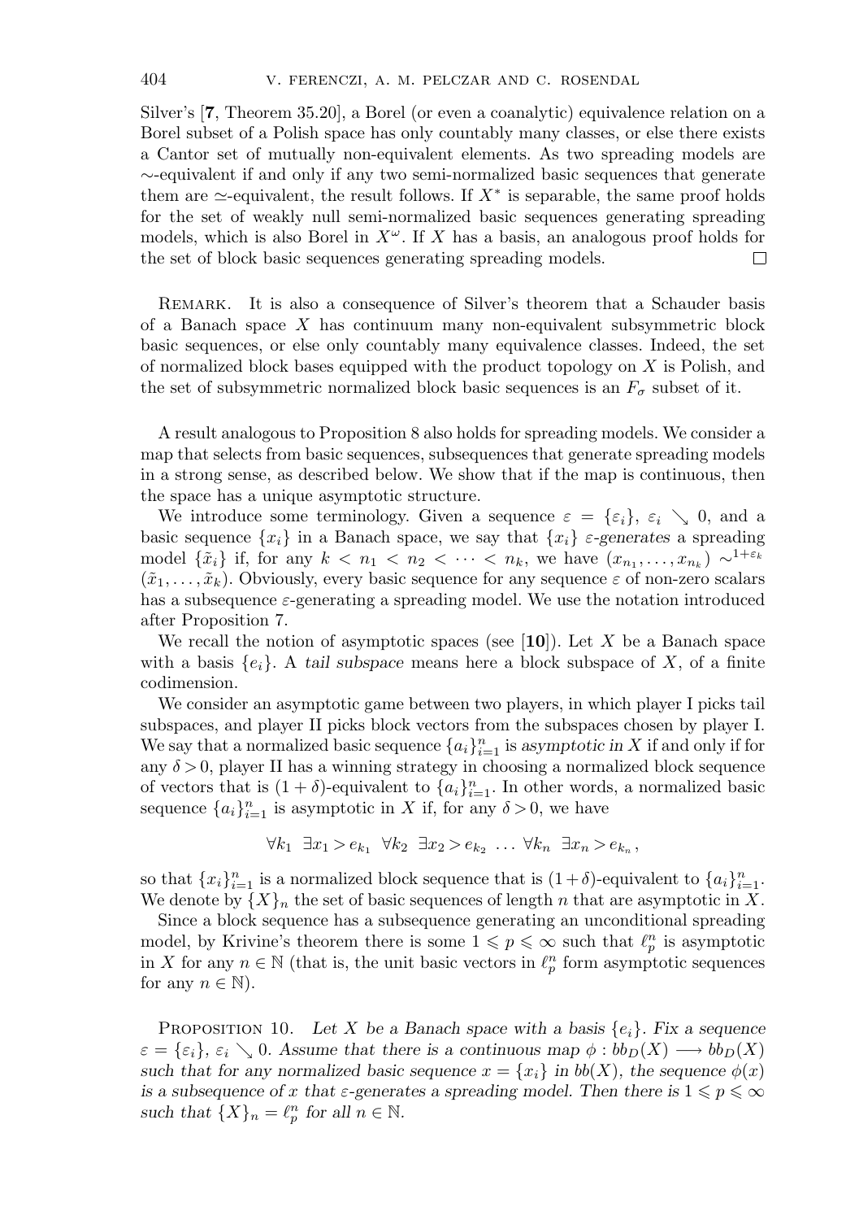Silver's [**7**, Theorem 35.20], a Borel (or even a coanalytic) equivalence relation on a Borel subset of a Polish space has only countably many classes, or else there exists a Cantor set of mutually non-equivalent elements. As two spreading models are $\sim$-equivalent if and only if any two semi-normalized basic sequences that generate them are $\simeq$-equivalent, the result follows. If $X^*$ is separable, the same proof holds for the set of weakly null semi-normalized basic sequences generating spreading models, which is also Borel in $X^\omega$. If $X$ has a basis, an analogous proof holds for the set of block basic sequences generating spreading models. $\square$

Remark. It is also a consequence of Silver's theorem that a Schauder basis of a Banach space $X$ has continuum many non-equivalent subsymmetric block basic sequences, or else only countably many equivalence classes. Indeed, the set of normalized block bases equipped with the product topology on $X$ is Polish, and the set of subsymmetric normalized block basic sequences is an $F_\sigma$ subset of it.

A result analogous to Proposition 8 also holds for spreading models. We consider a map that selects from basic sequences, subsequences that generate spreading models in a strong sense, as described below. We show that if the map is continuous, then the space has a unique asymptotic structure.

We introduce some terminology. Given a sequence $\varepsilon = \{\varepsilon_i\}$, $\varepsilon_i \searrow 0$, and a basic sequence $\{x_i\}$ in a Banach space, we say that $\{x_i\}$ *$\varepsilon$-generates* a spreading model $\{\tilde{x}_i\}$ if, for any $k < n_1 < n_2 < \cdots < n_k$, we have $(x_{n_1}, \ldots, x_{n_k}) \sim^{1+\varepsilon_k} (\tilde{x}_1, \ldots, \tilde{x}_k)$. Obviously, every basic sequence for any sequence $\varepsilon$ of non-zero scalars has a subsequence $\varepsilon$-generating a spreading model. We use the notation introduced after Proposition 7.

We recall the notion of asymptotic spaces (see [**10**]). Let $X$ be a Banach space with a basis $\{e_i\}$. A *tail subspace* means here a block subspace of $X$, of a finite codimension.

We consider an asymptotic game between two players, in which player I picks tail subspaces, and player II picks block vectors from the subspaces chosen by player I. We say that a normalized basic sequence $\{a_i\}_{i=1}^n$ is *asymptotic in $X$* if and only if for any $\delta > 0$, player II has a winning strategy in choosing a normalized block sequence of vectors that is $(1+\delta)$-equivalent to $\{a_i\}_{i=1}^n$. In other words, a normalized basic sequence $\{a_i\}_{i=1}^n$ is asymptotic in $X$ if, for any $\delta > 0$, we have

$$\forall k_1 \;\; \exists x_1 > e_{k_1} \;\; \forall k_2 \;\; \exists x_2 > e_{k_2} \;\ldots\; \forall k_n \;\; \exists x_n > e_{k_n},$$

so that $\{x_i\}_{i=1}^n$ is a normalized block sequence that is $(1+\delta)$-equivalent to $\{a_i\}_{i=1}^n$. We denote by $\{X\}_n$ the set of basic sequences of length $n$ that are asymptotic in $X$.

Since a block sequence has a subsequence generating an unconditional spreading model, by Krivine's theorem there is some $1 \leqslant p \leqslant \infty$ such that $\ell_p^n$ is asymptotic in $X$ for any $n \in \mathbb{N}$ (that is, the unit basic vectors in $\ell_p^n$ form asymptotic sequences for any $n \in \mathbb{N}$).

Proposition 10. *Let $X$ be a Banach space with a basis $\{e_i\}$. Fix a sequence $\varepsilon = \{\varepsilon_i\}$, $\varepsilon_i \searrow 0$. Assume that there is a continuous map $\phi : bb_D(X) \longrightarrow bb_D(X)$ such that for any normalized basic sequence $x = \{x_i\}$ in $bb(X)$, the sequence $\phi(x)$ is a subsequence of $x$ that $\varepsilon$-generates a spreading model. Then there is $1 \leqslant p \leqslant \infty$ such that $\{X\}_n = \ell_p^n$ for all $n \in \mathbb{N}$.*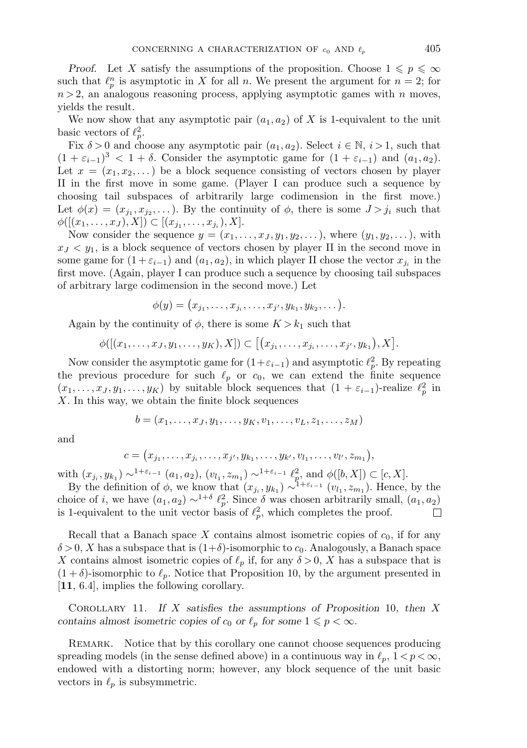*Proof.* Let $X$ satisfy the assumptions of the proposition. Choose $1 \leqslant p \leqslant \infty$ such that $\ell_p^n$ is asymptotic in $X$ for all $n$. We present the argument for $n = 2$; for $n > 2$, an analogous reasoning process, applying asymptotic games with $n$ moves, yields the result.

We now show that any asymptotic pair $(a_1, a_2)$ of $X$ is 1-equivalent to the unit basic vectors of $\ell_p^2$.

Fix $\delta > 0$ and choose any asymptotic pair $(a_1, a_2)$. Select $i \in \mathbb{N}$, $i > 1$, such that $(1 + \varepsilon_{i-1})^3 < 1 + \delta$. Consider the asymptotic game for $(1 + \varepsilon_{i-1})$ and $(a_1, a_2)$. Let $x = (x_1, x_2, \dots)$ be a block sequence consisting of vectors chosen by player II in the first move in some game. (Player I can produce such a sequence by choosing tail subspaces of arbitrarily large codimension in the first move.) Let $\phi(x) = (x_{j_1}, x_{j_2}, \dots)$. By the continuity of $\phi$, there is some $J > j_i$ such that $\phi([(x_1, \dots, x_J), X]) \subset [(x_{j_1}, \dots, x_{j_i}), X]$.

Now consider the sequence $y = (x_1, \dots, x_J, y_1, y_2, \dots)$, where $(y_1, y_2, \dots)$, with $x_J < y_1$, is a block sequence of vectors chosen by player II in the second move in some game for $(1 + \varepsilon_{i-1})$ and $(a_1, a_2)$, in which player II chose the vector $x_{j_i}$ in the first move. (Again, player I can produce such a sequence by choosing tail subspaces of arbitrary large codimension in the second move.) Let

$$\phi(y) = \big(x_{j_1}, \dots, x_{j_i}, \dots, x_{j'}, y_{k_1}, y_{k_2}, \dots\big).$$

Again by the continuity of $\phi$, there is some $K > k_1$ such that

$$\phi([(x_1, \dots, x_J, y_1, \dots, y_K), X]) \subset \big[\big(x_{j_1}, \dots, x_{j_i}, \dots, x_{j'}, y_{k_1}\big), X\big].$$

Now consider the asymptotic game for $(1+\varepsilon_{i-1})$ and asymptotic $\ell_p^2$. By repeating the previous procedure for such $\ell_p$ or $c_0$, we can extend the finite sequence $(x_1, \dots, x_J, y_1, \dots, y_K)$ by suitable block sequences that $(1 + \varepsilon_{i-1})$-realize $\ell_p^2$ in $X$. In this way, we obtain the finite block sequences

$$b = (x_1, \dots, x_J, y_1, \dots, y_K, v_1, \dots, v_L, z_1, \dots, z_M)$$

and

$$c = \big(x_{j_1}, \dots, x_{j_i}, \dots, x_{j'}, y_{k_1}, \dots, y_{k'}, v_{l_1}, \dots, v_{l'}, z_{m_1}\big),$$

with $(x_{j_i}, y_{k_1}) \sim^{1+\varepsilon_{i-1}} (a_1, a_2)$, $(v_{l_1}, z_{m_1}) \sim^{1+\varepsilon_{i-1}} \ell_p^2$, and $\phi([b, X]) \subset [c, X]$.

By the definition of $\phi$, we know that $(x_{j_i}, y_{k_1}) \sim^{1+\varepsilon_{i-1}} (v_{l_1}, z_{m_1})$. Hence, by the choice of $i$, we have $(a_1, a_2) \sim^{1+\delta} \ell_p^2$. Since $\delta$ was chosen arbitrarily small, $(a_1, a_2)$ is 1-equivalent to the unit vector basis of $\ell_p^2$, which completes the proof. $\square$

Recall that a Banach space $X$ contains almost isometric copies of $c_0$, if for any $\delta > 0$, $X$ has a subspace that is $(1+\delta)$-isomorphic to $c_0$. Analogously, a Banach space $X$ contains almost isometric copies of $\ell_p$ if, for any $\delta > 0$, $X$ has a subspace that is $(1 + \delta)$-isomorphic to $\ell_p$. Notice that Proposition 10, by the argument presented in [**11**, 6.4], implies the following corollary.

Corollary 11. *If $X$ satisfies the assumptions of Proposition 10, then $X$ contains almost isometric copies of $c_0$ or $\ell_p$ for some $1 \leqslant p < \infty$.*

Remark. Notice that by this corollary one cannot choose sequences producing spreading models (in the sense defined above) in a continuous way in $\ell_p$, $1 < p < \infty$, endowed with a distorting norm; however, any block sequence of the unit basic vectors in $\ell_p$ is subsymmetric.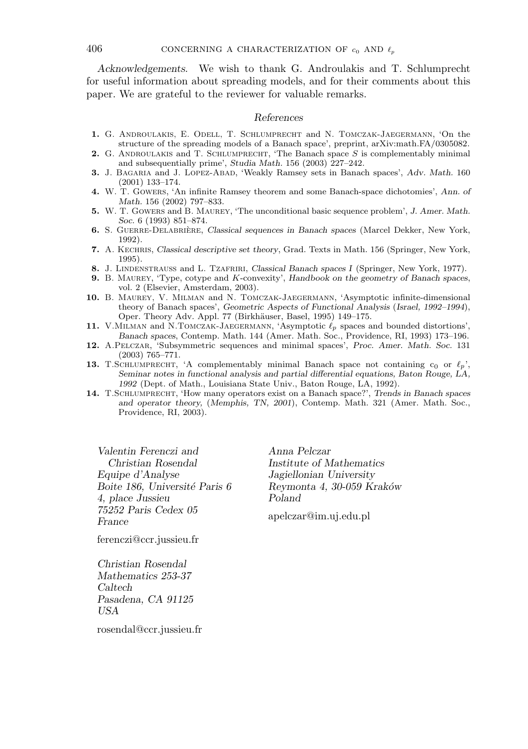*Acknowledgements.* We wish to thank G. Androulakis and T. Schlumprecht for useful information about spreading models, and for their comments about this paper. We are grateful to the reviewer for valuable remarks.

## References

1. G. Androulakis, E. Odell, T. Schlumprecht and N. Tomczak-Jaegermann, 'On the structure of the spreading models of a Banach space', preprint, arXiv:math.FA/0305082.
2. G. Androulakis and T. Schlumprecht, 'The Banach space $S$ is complementably minimal and subsequentially prime', *Studia Math.* 156 (2003) 227–242.
3. J. Bagaria and J. Lopez-Abad, 'Weakly Ramsey sets in Banach spaces', *Adv. Math.* 160 (2001) 133–174.
4. W. T. Gowers, 'An infinite Ramsey theorem and some Banach-space dichotomies', *Ann. of Math.* 156 (2002) 797–833.
5. W. T. Gowers and B. Maurey, 'The unconditional basic sequence problem', *J. Amer. Math. Soc.* 6 (1993) 851–874.
6. S. Guerre-Delabrière, *Classical sequences in Banach spaces* (Marcel Dekker, New York, 1992).
7. A. Kechris, *Classical descriptive set theory*, Grad. Texts in Math. 156 (Springer, New York, 1995).
8. J. Lindenstrauss and L. Tzafriri, *Classical Banach spaces I* (Springer, New York, 1977).
9. B. Maurey, 'Type, cotype and $K$-convexity', *Handbook on the geometry of Banach spaces*, vol. 2 (Elsevier, Amsterdam, 2003).
10. B. Maurey, V. Milman and N. Tomczak-Jaegermann, 'Asymptotic infinite-dimensional theory of Banach spaces', *Geometric Aspects of Functional Analysis (Israel, 1992–1994)*, Oper. Theory Adv. Appl. 77 (Birkhäuser, Basel, 1995) 149–175.
11. V.Milman and N.Tomczak-Jaegermann, 'Asymptotic $\ell_p$ spaces and bounded distortions', *Banach spaces*, Contemp. Math. 144 (Amer. Math. Soc., Providence, RI, 1993) 173–196.
12. A.Pelczar, 'Subsymmetric sequences and minimal spaces', *Proc. Amer. Math. Soc.* 131 (2003) 765–771.
13. T.Schlumprecht, 'A complementably minimal Banach space not containing $c_0$ or $\ell_p$', *Seminar notes in functional analysis and partial differential equations, Baton Rouge, LA, 1992* (Dept. of Math., Louisiana State Univ., Baton Rouge, LA, 1992).
14. T.Schlumprecht, 'How many operators exist on a Banach space?', *Trends in Banach spaces and operator theory, (Memphis, TN, 2001)*, Contemp. Math. 321 (Amer. Math. Soc., Providence, RI, 2003).

*Valentin Ferenczi and*
*Christian Rosendal*
*Equipe d'Analyse*
*Boite 186, Université Paris 6*
*4, place Jussieu*
*75252 Paris Cedex 05*
*France*

ferenczi@ccr.jussieu.fr

*Christian Rosendal*
*Mathematics 253-37*
*Caltech*
*Pasadena, CA 91125*
*USA*

rosendal@ccr.jussieu.fr

*Anna Pelczar*
*Institute of Mathematics*
*Jagiellonian University*
*Reymonta 4, 30-059 Kraków*
*Poland*

apelczar@im.uj.edu.pl